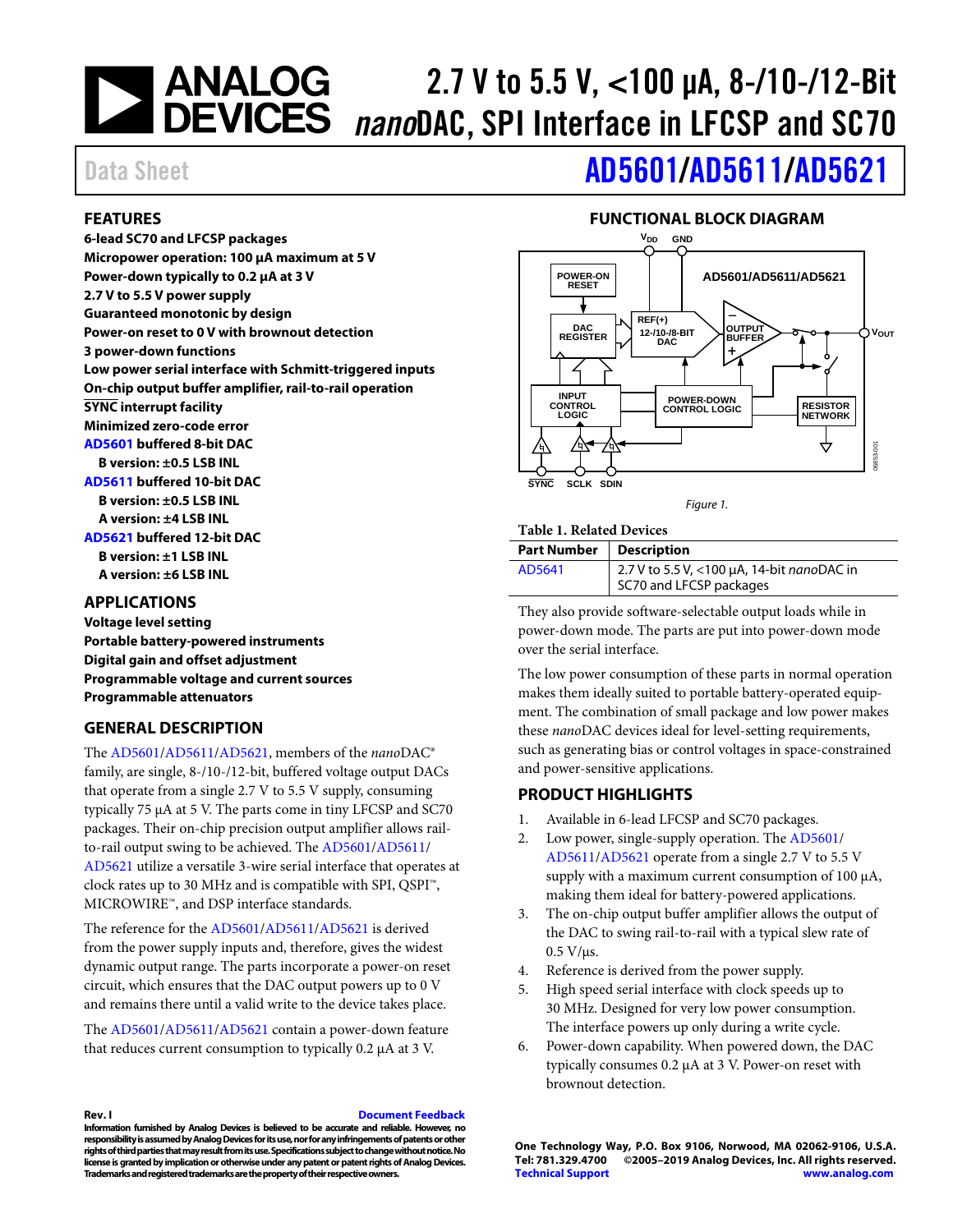# 2.7 V to 5.5 V, <100 μA, 8-/10-/12-Bit *nano*DAC, SPI Interface in LFCSP and SC70

Data Sheet

# AD5601/AD5611/AD5621

## FEATURES

**6-lead SC70 and LFCSP packages**
**Micropower operation: 100 μA maximum at 5 V**
**Power-down typically to 0.2 μA at 3 V**
**2.7 V to 5.5 V power supply**
**Guaranteed monotonic by design**
**Power-on reset to 0 V with brownout detection**
**3 power-down functions**
**Low power serial interface with Schmitt-triggered inputs**
**On-chip output buffer amplifier, rail-to-rail operation**
**SYNC interrupt facility**
**Minimized zero-code error**
**AD5601 buffered 8-bit DAC**
- **B version: ±0.5 LSB INL**

**AD5611 buffered 10-bit DAC**
- **B version: ±0.5 LSB INL**
- **A version: ±4 LSB INL**

**AD5621 buffered 12-bit DAC**
- **B version: ±1 LSB INL**
- **A version: ±6 LSB INL**

## APPLICATIONS

**Voltage level setting**
**Portable battery-powered instruments**
**Digital gain and offset adjustment**
**Programmable voltage and current sources**
**Programmable attenuators**

## GENERAL DESCRIPTION

The AD5601/AD5611/AD5621, members of the *nano*DAC® family, are single, 8-/10-/12-bit, buffered voltage output DACs that operate from a single 2.7 V to 5.5 V supply, consuming typically 75 μA at 5 V. The parts come in tiny LFCSP and SC70 packages. Their on-chip precision output amplifier allows rail-to-rail output swing to be achieved. The AD5601/AD5611/AD5621 utilize a versatile 3-wire serial interface that operates at clock rates up to 30 MHz and is compatible with SPI, QSPI™, MICROWIRE™, and DSP interface standards.

The reference for the AD5601/AD5611/AD5621 is derived from the power supply inputs and, therefore, gives the widest dynamic output range. The parts incorporate a power-on reset circuit, which ensures that the DAC output powers up to 0 V and remains there until a valid write to the device takes place.

The AD5601/AD5611/AD5621 contain a power-down feature that reduces current consumption to typically 0.2 μA at 3 V.

## FUNCTIONAL BLOCK DIAGRAM

Figure 1.

**Table 1. Related Devices**

| Part Number | Description |
|---|---|
| AD5641 | 2.7 V to 5.5 V, <100 μA, 14-bit *nano*DAC in SC70 and LFCSP packages |

They also provide software-selectable output loads while in power-down mode. The parts are put into power-down mode over the serial interface.

The low power consumption of these parts in normal operation makes them ideally suited to portable battery-operated equipment. The combination of small package and low power makes these *nano*DAC devices ideal for level-setting requirements, such as generating bias or control voltages in space-constrained and power-sensitive applications.

## PRODUCT HIGHLIGHTS

1. Available in 6-lead LFCSP and SC70 packages.
2. Low power, single-supply operation. The AD5601/AD5611/AD5621 operate from a single 2.7 V to 5.5 V supply with a maximum current consumption of 100 μA, making them ideal for battery-powered applications.
3. The on-chip output buffer amplifier allows the output of the DAC to swing rail-to-rail with a typical slew rate of 0.5 V/μs.
4. Reference is derived from the power supply.
5. High speed serial interface with clock speeds up to 30 MHz. Designed for very low power consumption. The interface powers up only during a write cycle.
6. Power-down capability. When powered down, the DAC typically consumes 0.2 μA at 3 V. Power-on reset with brownout detection.

Rev. I

Document Feedback

Information furnished by Analog Devices is believed to be accurate and reliable. However, no responsibility is assumed by Analog Devices for its use, nor for any infringements of patents or other rights of third parties that may result from its use. Specifications subject to change without notice. No license is granted by implication or otherwise under any patent or patent rights of Analog Devices. Trademarks and registered trademarks are the property of their respective owners.

One Technology Way, P.O. Box 9106, Norwood, MA 02062-9106, U.S.A.
Tel: 781.329.4700 ©2005–2019 Analog Devices, Inc. All rights reserved.
Technical Support www.analog.com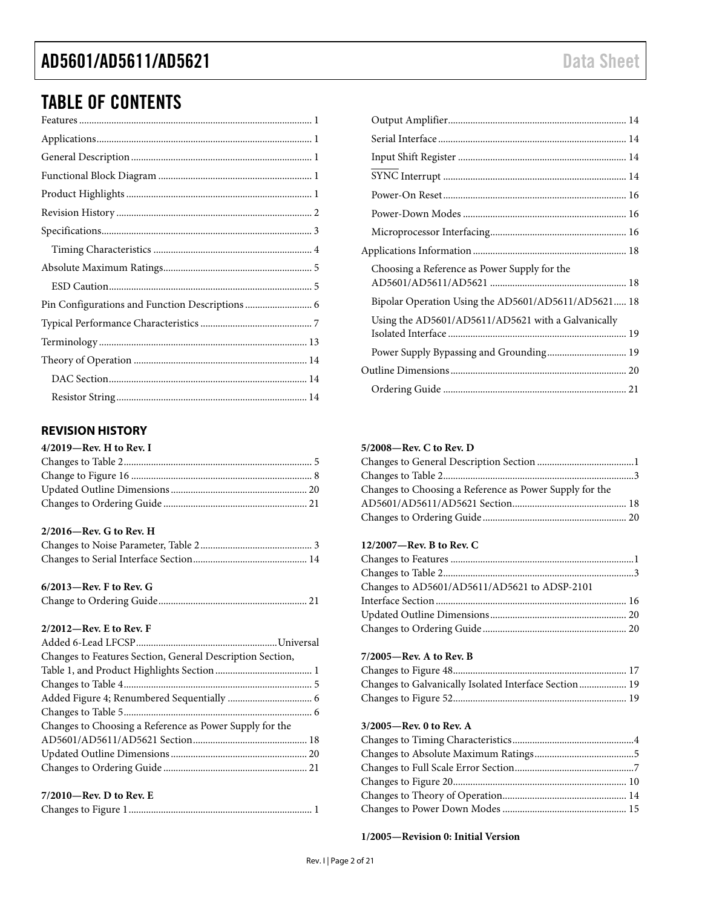## TABLE OF CONTENTS

Features ... 1
Applications ... 1
General Description ... 1
Functional Block Diagram ... 1
Product Highlights ... 1
Revision History ... 2
Specifications ... 3
  Timing Characteristics ... 4
Absolute Maximum Ratings ... 5
  ESD Caution ... 5
Pin Configurations and Function Descriptions ... 6
Typical Performance Characteristics ... 7
Terminology ... 13
Theory of Operation ... 14
  DAC Section ... 14
  Resistor String ... 14
  Output Amplifier ... 14
  Serial Interface ... 14
  Input Shift Register ... 14
  $\overline{\text{SYNC}}$ Interrupt ... 14
  Power-On Reset ... 16
  Power-Down Modes ... 16
  Microprocessor Interfacing ... 16
Applications Information ... 18
  Choosing a Reference as Power Supply for the AD5601/AD5611/AD5621 ... 18
  Bipolar Operation Using the AD5601/AD5611/AD5621 ... 18
  Using the AD5601/AD5611/AD5621 with a Galvanically Isolated Interface ... 19
  Power Supply Bypassing and Grounding ... 19
Outline Dimensions ... 20
  Ordering Guide ... 21

### REVISION HISTORY

**4/2019—Rev. H to Rev. I**

Changes to Table 2 ... 5
Change to Figure 16 ... 8
Updated Outline Dimensions ... 20
Changes to Ordering Guide ... 21

**2/2016—Rev. G to Rev. H**

Changes to Noise Parameter, Table 2 ... 3
Changes to Serial Interface Section ... 14

**6/2013—Rev. F to Rev. G**

Change to Ordering Guide ... 21

**2/2012—Rev. E to Rev. F**

Added 6-Lead LFCSP ... Universal
Changes to Features Section, General Description Section, Table 1, and Product Highlights Section ... 1
Changes to Table 4 ... 5
Added Figure 4; Renumbered Sequentially ... 6
Changes to Table 5 ... 6
Changes to Choosing a Reference as Power Supply for the AD5601/AD5611/AD5621 Section ... 18
Updated Outline Dimensions ... 20
Changes to Ordering Guide ... 21

**7/2010—Rev. D to Rev. E**

Changes to Figure 1 ... 1

**5/2008—Rev. C to Rev. D**

Changes to General Description Section ... 1
Changes to Table 2 ... 3
Changes to Choosing a Reference as Power Supply for the AD5601/AD5611/AD5621 Section ... 18
Changes to Ordering Guide ... 20

**12/2007—Rev. B to Rev. C**

Changes to Features ... 1
Changes to Table 2 ... 3
Changes to AD5601/AD5611/AD5621 to ADSP-2101 Interface Section ... 16
Updated Outline Dimensions ... 20
Changes to Ordering Guide ... 20

**7/2005—Rev. A to Rev. B**

Changes to Figure 48 ... 17
Changes to Galvanically Isolated Interface Section ... 19
Changes to Figure 52 ... 19

**3/2005—Rev. 0 to Rev. A**

Changes to Timing Characteristics ... 4
Changes to Absolute Maximum Ratings ... 5
Changes to Full Scale Error Section ... 7
Changes to Figure 20 ... 10
Changes to Theory of Operation ... 14
Changes to Power Down Modes ... 15

**1/2005—Revision 0: Initial Version**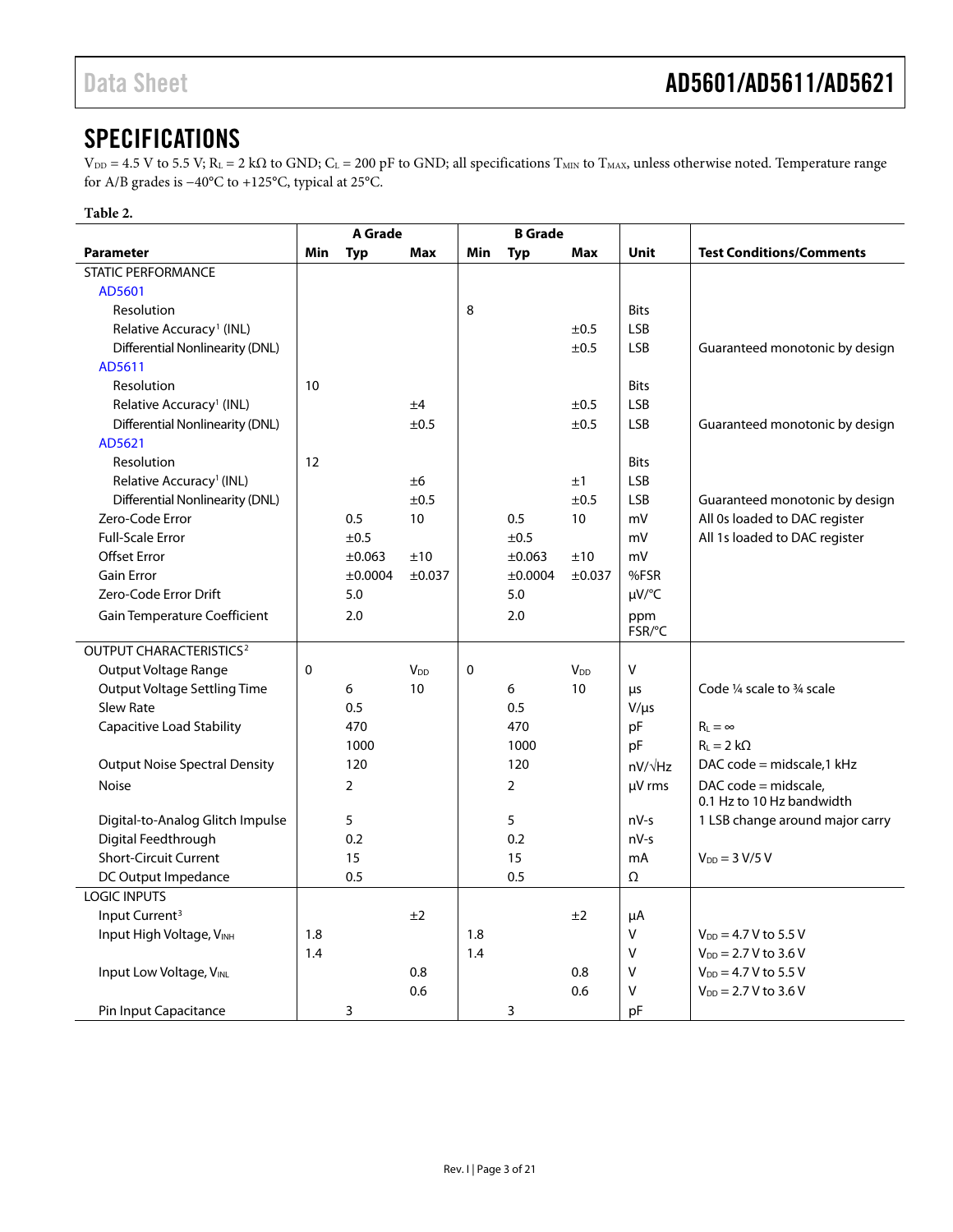# SPECIFICATIONS

$V_{DD}$ = 4.5 V to 5.5 V; $R_L$ = 2 kΩ to GND; $C_L$ = 200 pF to GND; all specifications $T_{MIN}$ to $T_{MAX}$, unless otherwise noted. Temperature range for A/B grades is −40°C to +125°C, typical at 25°C.

**Table 2.**

| | A Grade | | | B Grade | | | | |
|---|---|---|---|---|---|---|---|---|
| **Parameter** | **Min** | **Typ** | **Max** | **Min** | **Typ** | **Max** | **Unit** | **Test Conditions/Comments** |
| STATIC PERFORMANCE | | | | | | | | |
| AD5601 | | | | | | | | |
| Resolution | | | | 8 | | | Bits | |
| Relative Accuracy[1] (INL) | | | | | | ±0.5 | LSB | |
| Differential Nonlinearity (DNL) | | | | | | ±0.5 | LSB | Guaranteed monotonic by design |
| AD5611 | | | | | | | | |
| Resolution | 10 | | | | | | Bits | |
| Relative Accuracy[1] (INL) | | | ±4 | | | ±0.5 | LSB | |
| Differential Nonlinearity (DNL) | | | ±0.5 | | | ±0.5 | LSB | Guaranteed monotonic by design |
| AD5621 | | | | | | | | |
| Resolution | 12 | | | | | | Bits | |
| Relative Accuracy[1] (INL) | | | ±6 | | | ±1 | LSB | |
| Differential Nonlinearity (DNL) | | | ±0.5 | | | ±0.5 | LSB | Guaranteed monotonic by design |
| Zero-Code Error | | 0.5 | 10 | | 0.5 | 10 | mV | All 0s loaded to DAC register |
| Full-Scale Error | | ±0.5 | | | ±0.5 | | mV | All 1s loaded to DAC register |
| Offset Error | | ±0.063 | ±10 | | ±0.063 | ±10 | mV | |
| Gain Error | | ±0.0004 | ±0.037 | | ±0.0004 | ±0.037 | %FSR | |
| Zero-Code Error Drift | | 5.0 | | | 5.0 | | μV/°C | |
| Gain Temperature Coefficient | | 2.0 | | | 2.0 | | ppm FSR/°C | |
| OUTPUT CHARACTERISTICS[2] | | | | | | | | |
| Output Voltage Range | 0 | | $V_{DD}$ | 0 | | $V_{DD}$ | V | |
| Output Voltage Settling Time | | 6 | 10 | | 6 | 10 | μs | Code ¼ scale to ¾ scale |
| Slew Rate | | 0.5 | | | 0.5 | | V/μs | |
| Capacitive Load Stability | | 470 | | | 470 | | pF | $R_L = \infty$ |
| | | 1000 | | | 1000 | | pF | $R_L$ = 2 kΩ |
| Output Noise Spectral Density | | 120 | | | 120 | | nV/√Hz | DAC code = midscale,1 kHz |
| Noise | | 2 | | | 2 | | μV rms | DAC code = midscale, 0.1 Hz to 10 Hz bandwidth |
| Digital-to-Analog Glitch Impulse | | 5 | | | 5 | | nV-s | 1 LSB change around major carry |
| Digital Feedthrough | | 0.2 | | | 0.2 | | nV-s | |
| Short-Circuit Current | | 15 | | | 15 | | mA | $V_{DD}$ = 3 V/5 V |
| DC Output Impedance | | 0.5 | | | 0.5 | | Ω | |
| LOGIC INPUTS | | | | | | | | |
| Input Current[3] | | | ±2 | | | ±2 | μA | |
| Input High Voltage, $V_{INH}$ | 1.8 | | | 1.8 | | | V | $V_{DD}$ = 4.7 V to 5.5 V |
| | 1.4 | | | 1.4 | | | V | $V_{DD}$ = 2.7 V to 3.6 V |
| Input Low Voltage, $V_{INL}$ | | | 0.8 | | | 0.8 | V | $V_{DD}$ = 4.7 V to 5.5 V |
| | | | 0.6 | | | 0.6 | V | $V_{DD}$ = 2.7 V to 3.6 V |
| Pin Input Capacitance | | 3 | | | 3 | | pF | |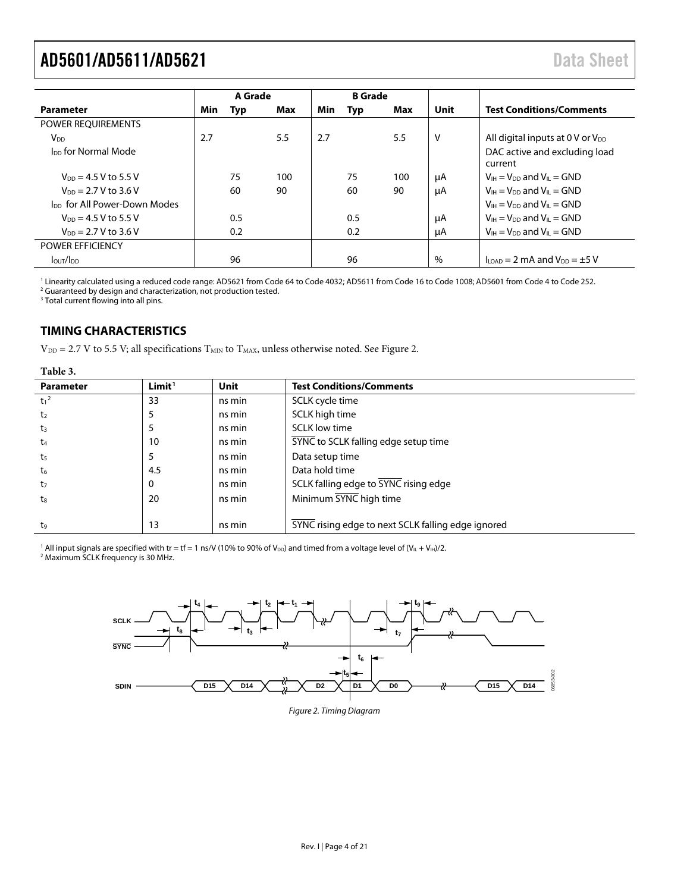| Parameter | A Grade | | | B Grade | | | Unit | Test Conditions/Comments |
|---|---|---|---|---|---|---|---|---|
| | Min | Typ | Max | Min | Typ | Max | | |
| POWER REQUIREMENTS | | | | | | | | |
| $V_{DD}$ | 2.7 | | 5.5 | 2.7 | | 5.5 | V | All digital inputs at 0 V or $V_{DD}$ |
| $I_{DD}$ for Normal Mode | | | | | | | | DAC active and excluding load current |
| $V_{DD}$ = 4.5 V to 5.5 V | | 75 | 100 | | 75 | 100 | μA | $V_{IH} = V_{DD}$ and $V_{IL}$ = GND |
| $V_{DD}$ = 2.7 V to 3.6 V | | 60 | 90 | | 60 | 90 | μA | $V_{IH} = V_{DD}$ and $V_{IL}$ = GND |
| $I_{DD}$ for All Power-Down Modes | | | | | | | | $V_{IH} = V_{DD}$ and $V_{IL}$ = GND |
| $V_{DD}$ = 4.5 V to 5.5 V | | 0.5 | | | 0.5 | | μA | $V_{IH} = V_{DD}$ and $V_{IL}$ = GND |
| $V_{DD}$ = 2.7 V to 3.6 V | | 0.2 | | | 0.2 | | μA | $V_{IH} = V_{DD}$ and $V_{IL}$ = GND |
| POWER EFFICIENCY | | | | | | | | |
| $I_{OUT}/I_{DD}$ | | 96 | | | 96 | | % | $I_{LOAD}$ = 2 mA and $V_{DD}$ = ±5 V |

[1] Linearity calculated using a reduced code range: AD5621 from Code 64 to Code 4032; AD5611 from Code 16 to Code 1008; AD5601 from Code 4 to Code 252.
[2] Guaranteed by design and characterization, not production tested.
[3] Total current flowing into all pins.

## TIMING CHARACTERISTICS

$V_{DD}$ = 2.7 V to 5.5 V; all specifications $T_{MIN}$ to $T_{MAX}$, unless otherwise noted. See Figure 2.

**Table 3.**

| Parameter | Limit[1] | Unit | Test Conditions/Comments |
|---|---|---|---|
| $t_1$[2] | 33 | ns min | SCLK cycle time |
| $t_2$ | 5 | ns min | SCLK high time |
| $t_3$ | 5 | ns min | SCLK low time |
| $t_4$ | 10 | ns min | SYNC to SCLK falling edge setup time |
| $t_5$ | 5 | ns min | Data setup time |
| $t_6$ | 4.5 | ns min | Data hold time |
| $t_7$ | 0 | ns min | SCLK falling edge to SYNC rising edge |
| $t_8$ | 20 | ns min | Minimum SYNC high time |
| $t_9$ | 13 | ns min | SYNC rising edge to next SCLK falling edge ignored |

[1] All input signals are specified with tr = tf = 1 ns/V (10% to 90% of $V_{DD}$) and timed from a voltage level of $(V_{IL} + V_{IH})/2$.
[2] Maximum SCLK frequency is 30 MHz.

*Figure 2. Timing Diagram*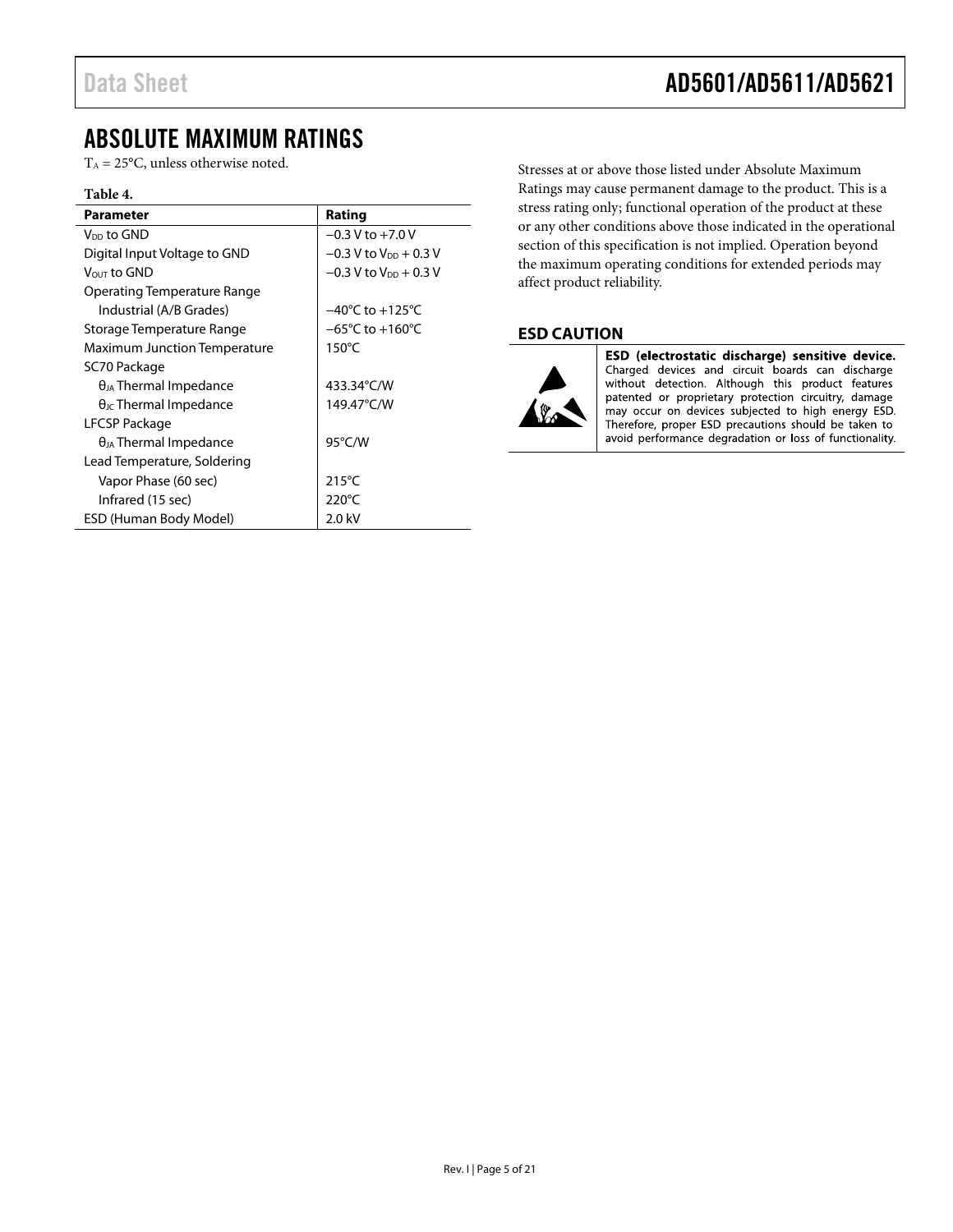# ABSOLUTE MAXIMUM RATINGS

$T_A$ = 25°C, unless otherwise noted.

**Table 4.**

| Parameter | Rating |
|---|---|
| $V_{DD}$ to GND | −0.3 V to +7.0 V |
| Digital Input Voltage to GND | −0.3 V to $V_{DD}$ + 0.3 V |
| $V_{OUT}$ to GND | −0.3 V to $V_{DD}$ + 0.3 V |
| Operating Temperature Range | |
| Industrial (A/B Grades) | −40°C to +125°C |
| Storage Temperature Range | −65°C to +160°C |
| Maximum Junction Temperature | 150°C |
| SC70 Package | |
| $\theta_{JA}$ Thermal Impedance | 433.34°C/W |
| $\theta_{JC}$ Thermal Impedance | 149.47°C/W |
| LFCSP Package | |
| $\theta_{JA}$ Thermal Impedance | 95°C/W |
| Lead Temperature, Soldering | |
| Vapor Phase (60 sec) | 215°C |
| Infrared (15 sec) | 220°C |
| ESD (Human Body Model) | 2.0 kV |

Stresses at or above those listed under Absolute Maximum Ratings may cause permanent damage to the product. This is a stress rating only; functional operation of the product at these or any other conditions above those indicated in the operational section of this specification is not implied. Operation beyond the maximum operating conditions for extended periods may affect product reliability.

## ESD CAUTION

**ESD (electrostatic discharge) sensitive device.** Charged devices and circuit boards can discharge without detection. Although this product features patented or proprietary protection circuitry, damage may occur on devices subjected to high energy ESD. Therefore, proper ESD precautions should be taken to avoid performance degradation or loss of functionality.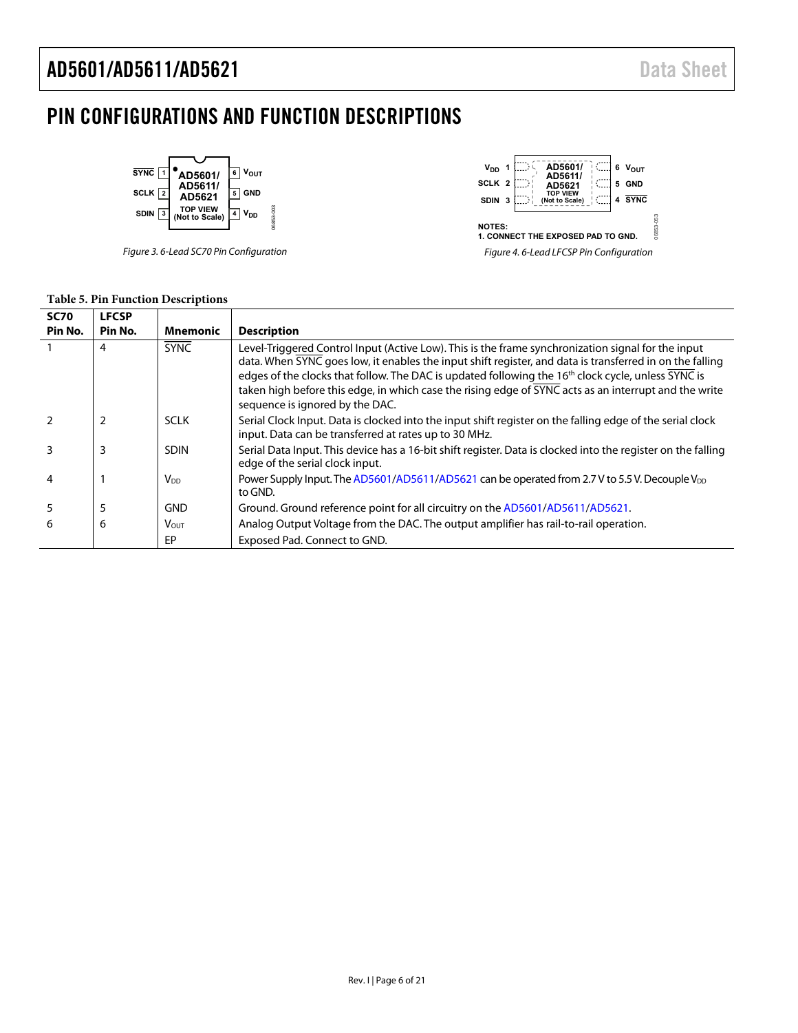# PIN CONFIGURATIONS AND FUNCTION DESCRIPTIONS

Figure 3. 6-Lead SC70 Pin Configuration

Figure 4. 6-Lead LFCSP Pin Configuration

NOTES:
1. CONNECT THE EXPOSED PAD TO GND.

**Table 5. Pin Function Descriptions**

| SC70 Pin No. | LFCSP Pin No. | Mnemonic | Description |
|---|---|---|---|
| 1 | 4 | SYNC | Level-Triggered Control Input (Active Low). This is the frame synchronization signal for the input data. When SYNC goes low, it enables the input shift register, and data is transferred in on the falling edges of the clocks that follow. The DAC is updated following the 16th clock cycle, unless SYNC is taken high before this edge, in which case the rising edge of SYNC acts as an interrupt and the write sequence is ignored by the DAC. |
| 2 | 2 | SCLK | Serial Clock Input. Data is clocked into the input shift register on the falling edge of the serial clock input. Data can be transferred at rates up to 30 MHz. |
| 3 | 3 | SDIN | Serial Data Input. This device has a 16-bit shift register. Data is clocked into the register on the falling edge of the serial clock input. |
| 4 | 1 | $V_{DD}$ | Power Supply Input. The AD5601/AD5611/AD5621 can be operated from 2.7 V to 5.5 V. Decouple $V_{DD}$ to GND. |
| 5 | 5 | GND | Ground. Ground reference point for all circuitry on the AD5601/AD5611/AD5621. |
| 6 | 6 | $V_{OUT}$ | Analog Output Voltage from the DAC. The output amplifier has rail-to-rail operation. |
| | | EP | Exposed Pad. Connect to GND. |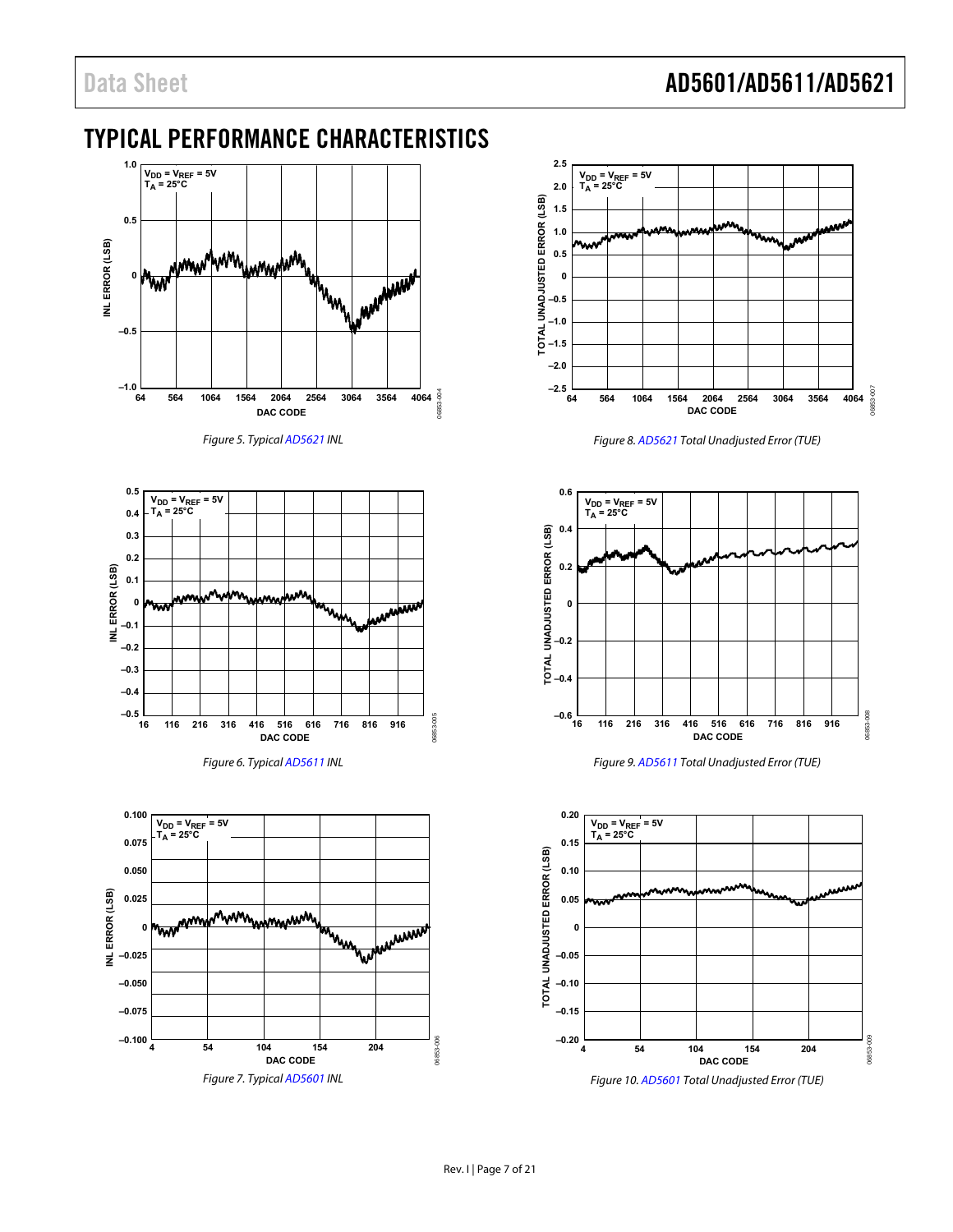# TYPICAL PERFORMANCE CHARACTERISTICS

Figure 5. Typical AD5621 INL

Figure 6. Typical AD5611 INL

Figure 7. Typical AD5601 INL

Figure 8. AD5621 Total Unadjusted Error (TUE)

Figure 9. AD5611 Total Unadjusted Error (TUE)

Figure 10. AD5601 Total Unadjusted Error (TUE)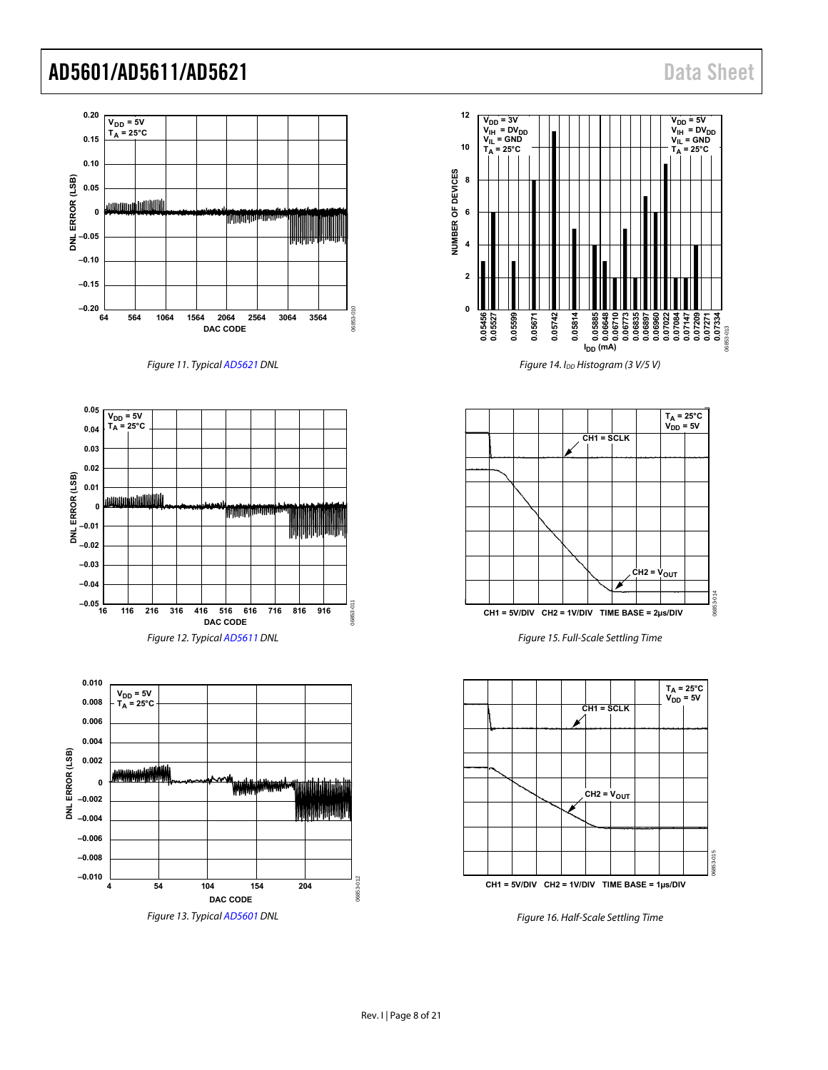Figure 11. Typical AD5621 DNL

Figure 12. Typical AD5611 DNL

Figure 13. Typical AD5601 DNL

Figure 14. $I_{DD}$ Histogram (3 V/5 V)

Figure 15. Full-Scale Settling Time

Figure 16. Half-Scale Settling Time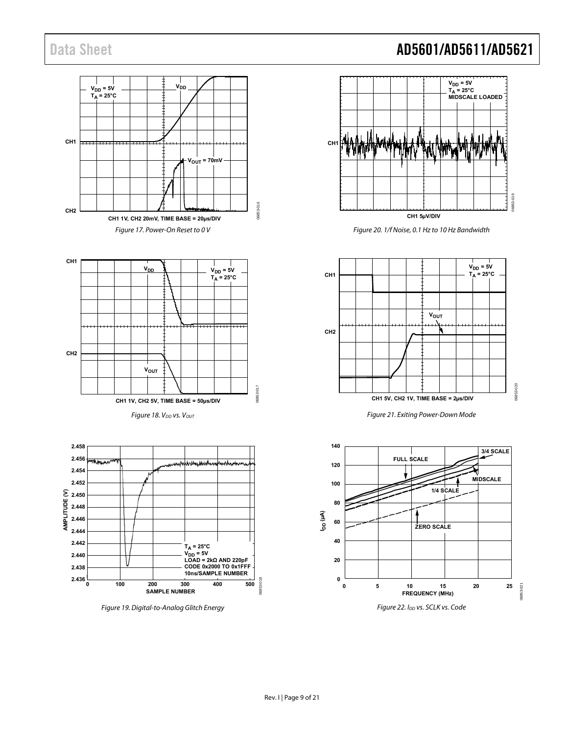Figure 17. Power-On Reset to 0 V

Figure 18. $V_{DD}$ vs. $V_{OUT}$

Figure 19. Digital-to-Analog Glitch Energy

Figure 20. 1/f Noise, 0.1 Hz to 10 Hz Bandwidth

Figure 21. Exiting Power-Down Mode

Figure 22. $I_{DD}$ vs. SCLK vs. Code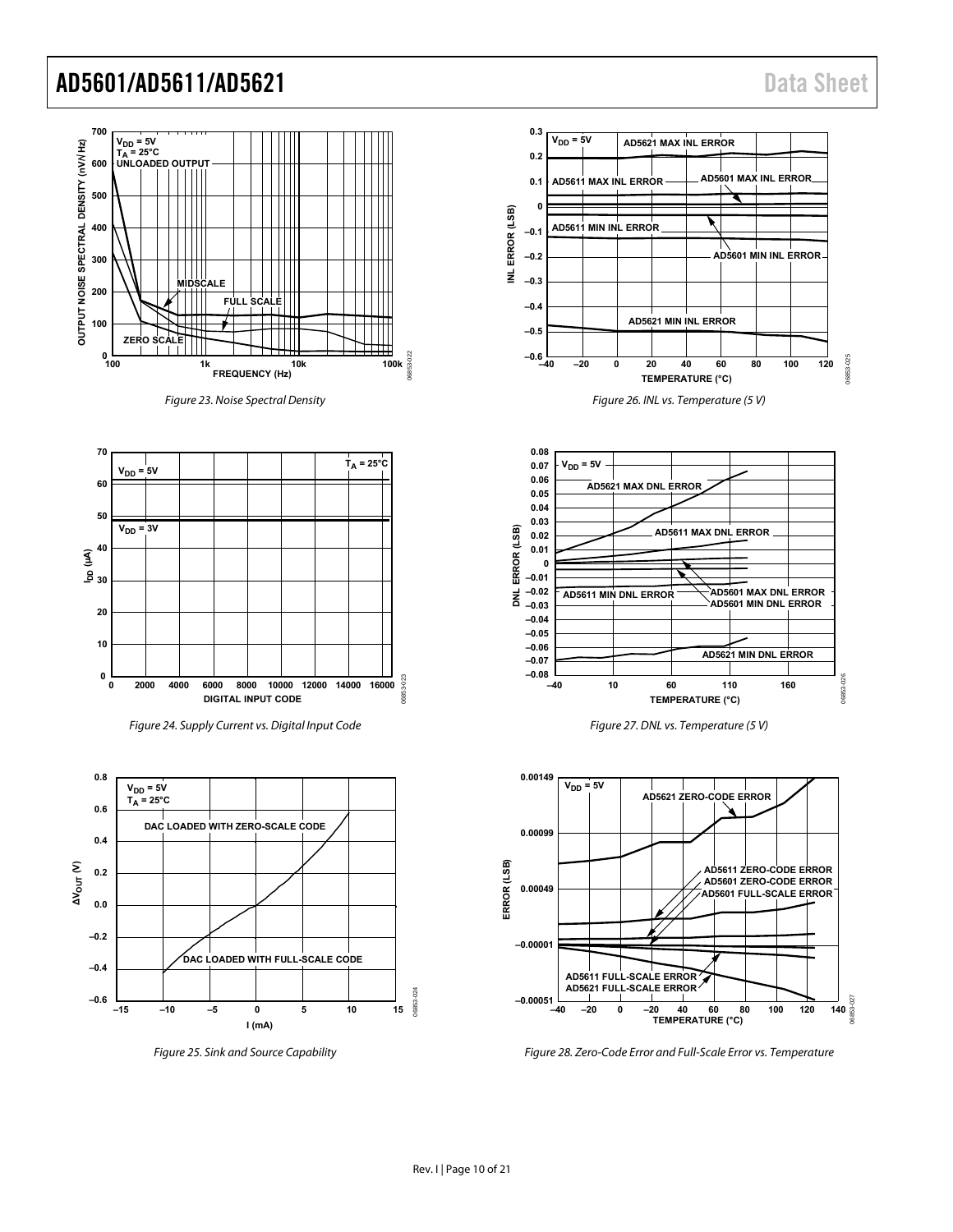Figure 23. Noise Spectral Density

Figure 24. Supply Current vs. Digital Input Code

Figure 25. Sink and Source Capability

Figure 26. INL vs. Temperature (5 V)

Figure 27. DNL vs. Temperature (5 V)

Figure 28. Zero-Code Error and Full-Scale Error vs. Temperature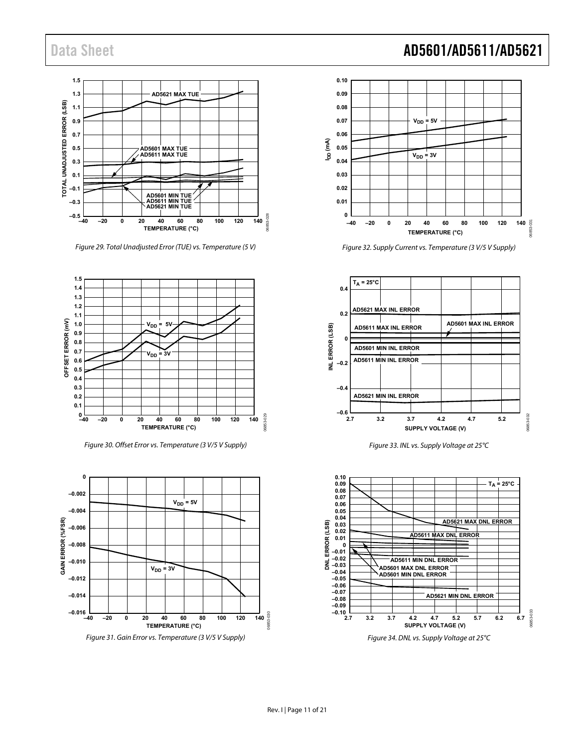Figure 29. Total Unadjusted Error (TUE) vs. Temperature (5 V)

Figure 30. Offset Error vs. Temperature (3 V/5 V Supply)

Figure 31. Gain Error vs. Temperature (3 V/5 V Supply)

Figure 32. Supply Current vs. Temperature (3 V/5 V Supply)

Figure 33. INL vs. Supply Voltage at 25°C

Figure 34. DNL vs. Supply Voltage at 25°C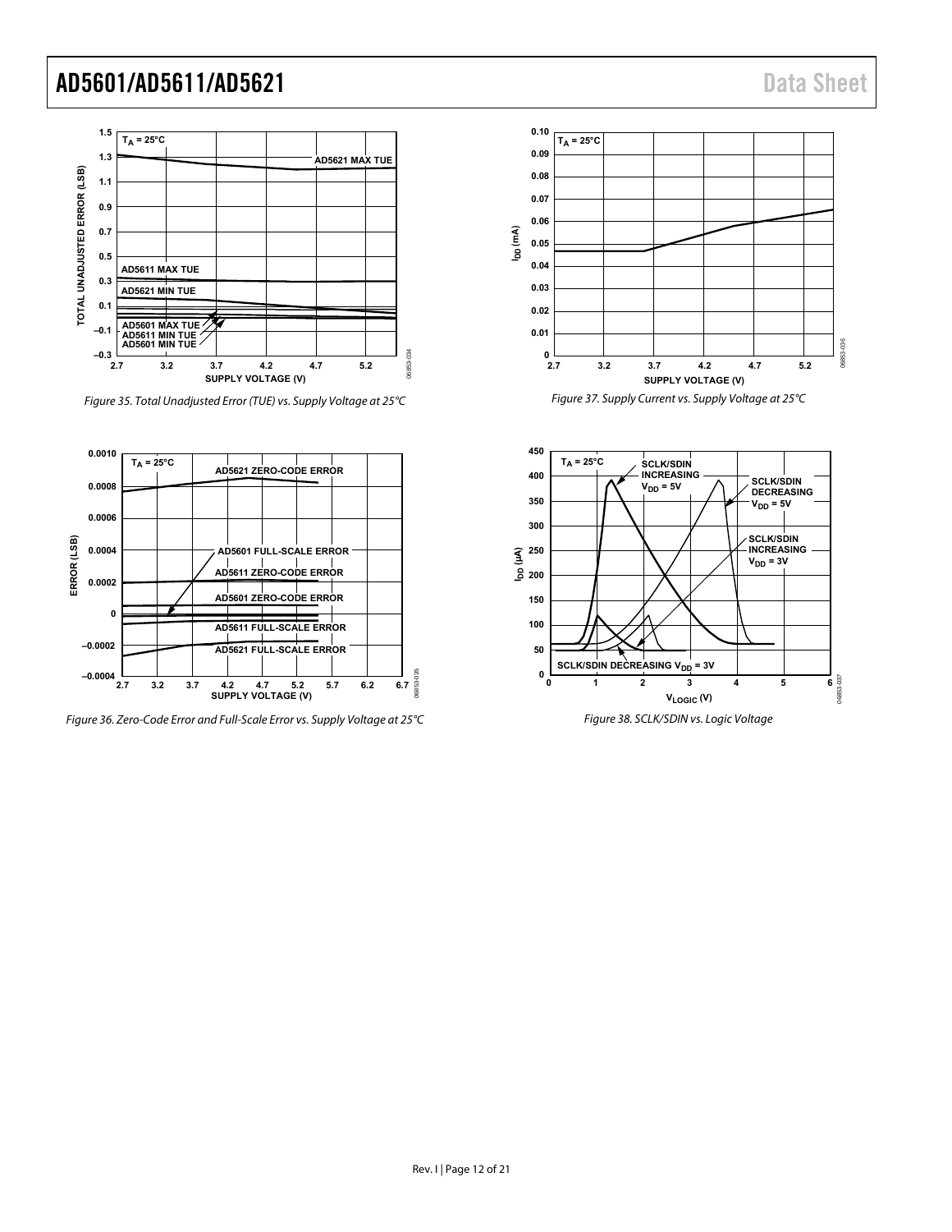Figure 35. Total Unadjusted Error (TUE) vs. Supply Voltage at 25°C

Figure 36. Zero-Code Error and Full-Scale Error vs. Supply Voltage at 25°C

Figure 37. Supply Current vs. Supply Voltage at 25°C

Figure 38. SCLK/SDIN vs. Logic Voltage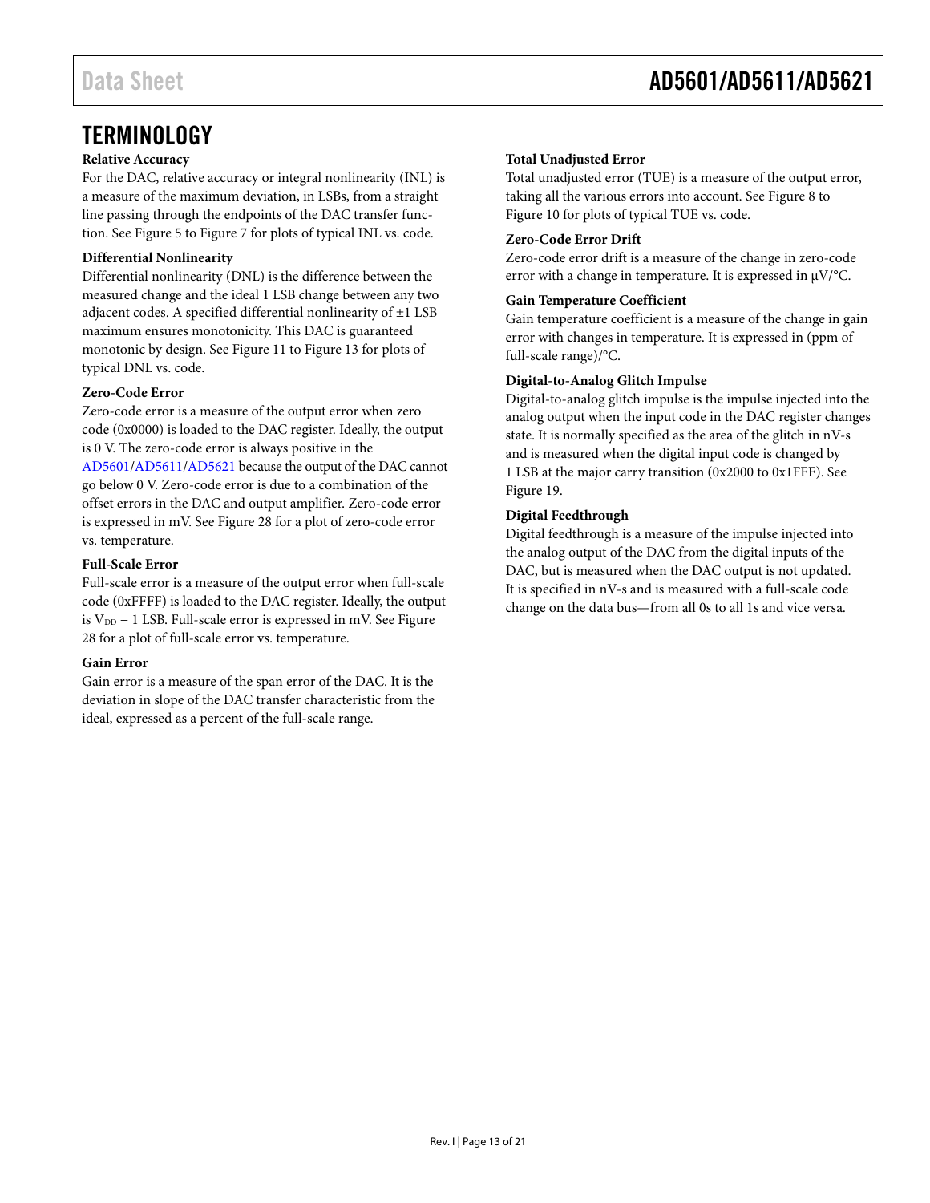# TERMINOLOGY

### Relative Accuracy

For the DAC, relative accuracy or integral nonlinearity (INL) is a measure of the maximum deviation, in LSBs, from a straight line passing through the endpoints of the DAC transfer function. See Figure 5 to Figure 7 for plots of typical INL vs. code.

### Differential Nonlinearity

Differential nonlinearity (DNL) is the difference between the measured change and the ideal 1 LSB change between any two adjacent codes. A specified differential nonlinearity of ±1 LSB maximum ensures monotonicity. This DAC is guaranteed monotonic by design. See Figure 11 to Figure 13 for plots of typical DNL vs. code.

### Zero-Code Error

Zero-code error is a measure of the output error when zero code (0x0000) is loaded to the DAC register. Ideally, the output is 0 V. The zero-code error is always positive in the AD5601/AD5611/AD5621 because the output of the DAC cannot go below 0 V. Zero-code error is due to a combination of the offset errors in the DAC and output amplifier. Zero-code error is expressed in mV. See Figure 28 for a plot of zero-code error vs. temperature.

### Full-Scale Error

Full-scale error is a measure of the output error when full-scale code (0xFFFF) is loaded to the DAC register. Ideally, the output is $V_{DD}$ − 1 LSB. Full-scale error is expressed in mV. See Figure 28 for a plot of full-scale error vs. temperature.

### Gain Error

Gain error is a measure of the span error of the DAC. It is the deviation in slope of the DAC transfer characteristic from the ideal, expressed as a percent of the full-scale range.

### Total Unadjusted Error

Total unadjusted error (TUE) is a measure of the output error, taking all the various errors into account. See Figure 8 to Figure 10 for plots of typical TUE vs. code.

### Zero-Code Error Drift

Zero-code error drift is a measure of the change in zero-code error with a change in temperature. It is expressed in μV/°C.

### Gain Temperature Coefficient

Gain temperature coefficient is a measure of the change in gain error with changes in temperature. It is expressed in (ppm of full-scale range)/°C.

### Digital-to-Analog Glitch Impulse

Digital-to-analog glitch impulse is the impulse injected into the analog output when the input code in the DAC register changes state. It is normally specified as the area of the glitch in nV-s and is measured when the digital input code is changed by 1 LSB at the major carry transition (0x2000 to 0x1FFF). See Figure 19.

### Digital Feedthrough

Digital feedthrough is a measure of the impulse injected into the analog output of the DAC from the digital inputs of the DAC, but is measured when the DAC output is not updated. It is specified in nV-s and is measured with a full-scale code change on the data bus—from all 0s to all 1s and vice versa.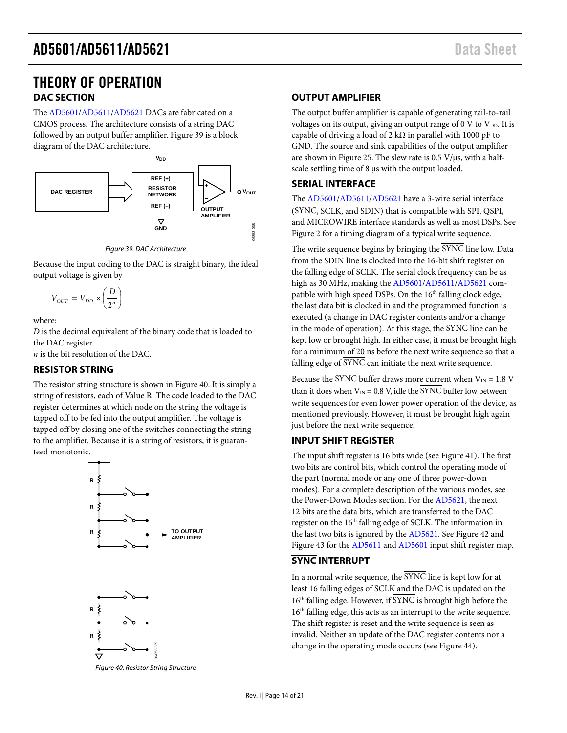# THEORY OF OPERATION

## DAC SECTION

The AD5601/AD5611/AD5621 DACs are fabricated on a CMOS process. The architecture consists of a string DAC followed by an output buffer amplifier. Figure 39 is a block diagram of the DAC architecture.

Figure 39. DAC Architecture

Because the input coding to the DAC is straight binary, the ideal output voltage is given by

$$V_{OUT} = V_{DD} \times \left(\frac{D}{2^n}\right)$$

where:
*D* is the decimal equivalent of the binary code that is loaded to the DAC register.
*n* is the bit resolution of the DAC.

## RESISTOR STRING

The resistor string structure is shown in Figure 40. It is simply a string of resistors, each of Value R. The code loaded to the DAC register determines at which node on the string the voltage is tapped off to be fed into the output amplifier. The voltage is tapped off by closing one of the switches connecting the string to the amplifier. Because it is a string of resistors, it is guaranteed monotonic.

Figure 40. Resistor String Structure

## OUTPUT AMPLIFIER

The output buffer amplifier is capable of generating rail-to-rail voltages on its output, giving an output range of 0 V to $V_{DD}$. It is capable of driving a load of 2 kΩ in parallel with 1000 pF to GND. The source and sink capabilities of the output amplifier are shown in Figure 25. The slew rate is 0.5 V/µs, with a half-scale settling time of 8 µs with the output loaded.

## SERIAL INTERFACE

The AD5601/AD5611/AD5621 have a 3-wire serial interface ($\overline{SYNC}$, SCLK, and SDIN) that is compatible with SPI, QSPI, and MICROWIRE interface standards as well as most DSPs. See Figure 2 for a timing diagram of a typical write sequence.

The write sequence begins by bringing the $\overline{SYNC}$ line low. Data from the SDIN line is clocked into the 16-bit shift register on the falling edge of SCLK. The serial clock frequency can be as high as 30 MHz, making the AD5601/AD5611/AD5621 compatible with high speed DSPs. On the 16th falling clock edge, the last data bit is clocked in and the programmed function is executed (a change in DAC register contents and/or a change in the mode of operation). At this stage, the $\overline{SYNC}$ line can be kept low or brought high. In either case, it must be brought high for a minimum of 20 ns before the next write sequence so that a falling edge of $\overline{SYNC}$ can initiate the next write sequence.

Because the $\overline{SYNC}$ buffer draws more current when $V_{IN}$ = 1.8 V than it does when $V_{IN}$ = 0.8 V, idle the $\overline{SYNC}$ buffer low between write sequences for even lower power operation of the device, as mentioned previously. However, it must be brought high again just before the next write sequence.

## INPUT SHIFT REGISTER

The input shift register is 16 bits wide (see Figure 41). The first two bits are control bits, which control the operating mode of the part (normal mode or any one of three power-down modes). For a complete description of the various modes, see the Power-Down Modes section. For the AD5621, the next 12 bits are the data bits, which are transferred to the DAC register on the 16th falling edge of SCLK. The information in the last two bits is ignored by the AD5621. See Figure 42 and Figure 43 for the AD5611 and AD5601 input shift register map.

## $\overline{SYNC}$ INTERRUPT

In a normal write sequence, the $\overline{SYNC}$ line is kept low for at least 16 falling edges of SCLK and the DAC is updated on the 16th falling edge. However, if $\overline{SYNC}$ is brought high before the 16th falling edge, this acts as an interrupt to the write sequence. The shift register is reset and the write sequence is seen as invalid. Neither an update of the DAC register contents nor a change in the operating mode occurs (see Figure 44).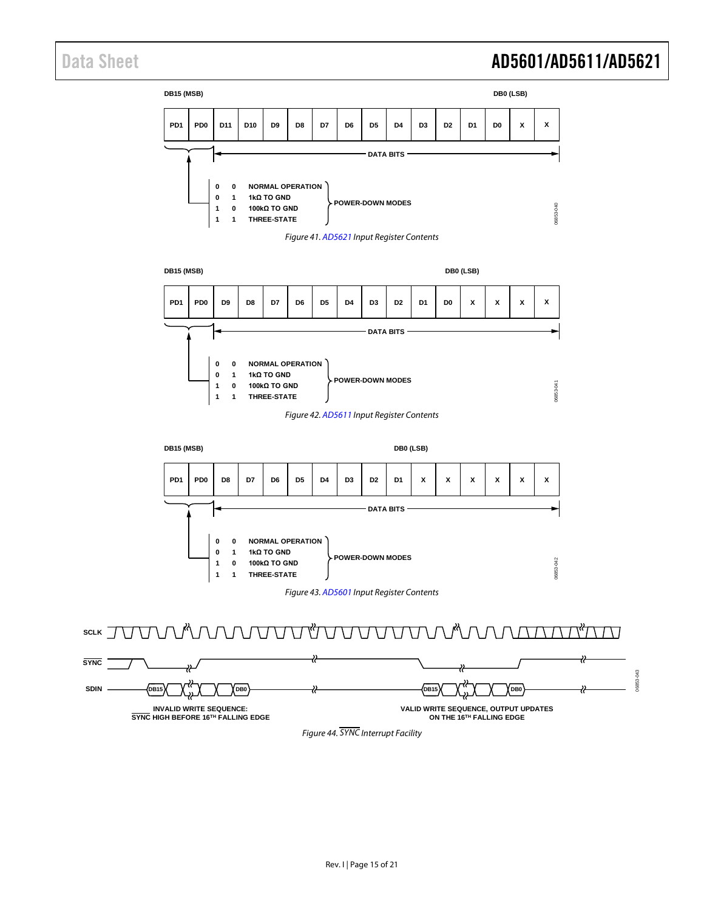DB15 (MSB) DB0 (LSB)

| PD1 | PD0 | D11 | D10 | D9 | D8 | D7 | D6 | D5 | D4 | D3 | D2 | D1 | D0 | X | X |
|---|---|---|---|---|---|---|---|---|---|---|---|---|---|---|---|

DATA BITS

| PD1 | PD0 | Mode | |
|---|---|---|---|
| 0 | 0 | NORMAL OPERATION | |
| 0 | 1 | 1kΩ TO GND | POWER-DOWN MODES |
| 1 | 0 | 100kΩ TO GND | POWER-DOWN MODES |
| 1 | 1 | THREE-STATE | POWER-DOWN MODES |

*Figure 41. AD5621 Input Register Contents*

DB15 (MSB) DB0 (LSB)

| PD1 | PD0 | D9 | D8 | D7 | D6 | D5 | D4 | D3 | D2 | D1 | D0 | X | X | X | X |
|---|---|---|---|---|---|---|---|---|---|---|---|---|---|---|---|

DATA BITS

| PD1 | PD0 | Mode | |
|---|---|---|---|
| 0 | 0 | NORMAL OPERATION | |
| 0 | 1 | 1kΩ TO GND | POWER-DOWN MODES |
| 1 | 0 | 100kΩ TO GND | POWER-DOWN MODES |
| 1 | 1 | THREE-STATE | POWER-DOWN MODES |

*Figure 42. AD5611 Input Register Contents*

DB15 (MSB) DB0 (LSB)

| PD1 | PD0 | D8 | D7 | D6 | D5 | D4 | D3 | D2 | D1 | X | X | X | X | X | X |
|---|---|---|---|---|---|---|---|---|---|---|---|---|---|---|---|

DATA BITS

| PD1 | PD0 | Mode | |
|---|---|---|---|
| 0 | 0 | NORMAL OPERATION | |
| 0 | 1 | 1kΩ TO GND | POWER-DOWN MODES |
| 1 | 0 | 100kΩ TO GND | POWER-DOWN MODES |
| 1 | 1 | THREE-STATE | POWER-DOWN MODES |

*Figure 43. AD5601 Input Register Contents*

SCLK

SYNC

SDIN DB15 DB0 DB15 DB0

INVALID WRITE SEQUENCE: SYNC HIGH BEFORE 16TH FALLING EDGE

VALID WRITE SEQUENCE, OUTPUT UPDATES ON THE 16TH FALLING EDGE

*Figure 44. SYNC Interrupt Facility*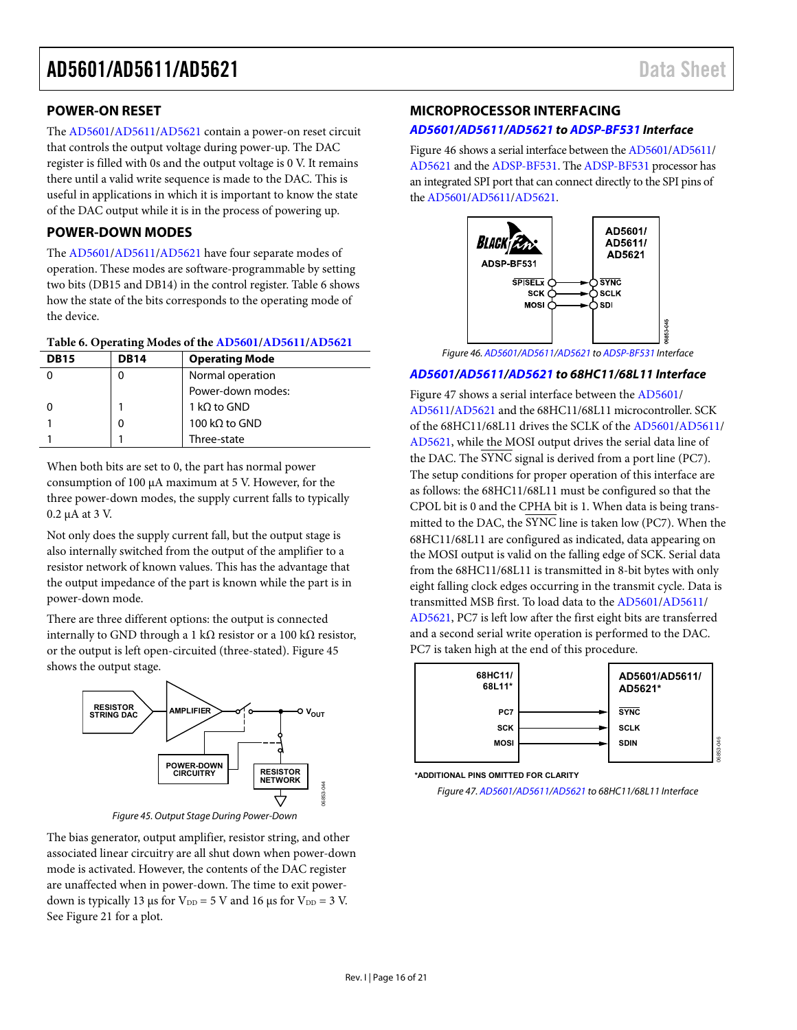## POWER-ON RESET

The AD5601/AD5611/AD5621 contain a power-on reset circuit that controls the output voltage during power-up. The DAC register is filled with 0s and the output voltage is 0 V. It remains there until a valid write sequence is made to the DAC. This is useful in applications in which it is important to know the state of the DAC output while it is in the process of powering up.

## POWER-DOWN MODES

The AD5601/AD5611/AD5621 have four separate modes of operation. These modes are software-programmable by setting two bits (DB15 and DB14) in the control register. Table 6 shows how the state of the bits corresponds to the operating mode of the device.

**Table 6. Operating Modes of the AD5601/AD5611/AD5621**

| DB15 | DB14 | Operating Mode |
|---|---|---|
| 0 | 0 | Normal operation |
| | | Power-down modes: |
| 0 | 1 | 1 kΩ to GND |
| 1 | 0 | 100 kΩ to GND |
| 1 | 1 | Three-state |

When both bits are set to 0, the part has normal power consumption of 100 µA maximum at 5 V. However, for the three power-down modes, the supply current falls to typically 0.2 µA at 3 V.

Not only does the supply current fall, but the output stage is also internally switched from the output of the amplifier to a resistor network of known values. This has the advantage that the output impedance of the part is known while the part is in power-down mode.

There are three different options: the output is connected internally to GND through a 1 kΩ resistor or a 100 kΩ resistor, or the output is left open-circuited (three-stated). Figure 45 shows the output stage.

Figure 45. Output Stage During Power-Down

The bias generator, output amplifier, resistor string, and other associated linear circuitry are all shut down when power-down mode is activated. However, the contents of the DAC register are unaffected when in power-down. The time to exit power-down is typically 13 µs for $V_{DD}$ = 5 V and 16 µs for $V_{DD}$ = 3 V. See Figure 21 for a plot.

## MICROPROCESSOR INTERFACING

### *AD5601/AD5611/AD5621 to ADSP-BF531 Interface*

Figure 46 shows a serial interface between the AD5601/AD5611/AD5621 and the ADSP-BF531. The ADSP-BF531 processor has an integrated SPI port that can connect directly to the SPI pins of the AD5601/AD5611/AD5621.

Figure 46. AD5601/AD5611/AD5621 to ADSP-BF531 Interface

### *AD5601/AD5611/AD5621 to 68HC11/68L11 Interface*

Figure 47 shows a serial interface between the AD5601/AD5611/AD5621 and the 68HC11/68L11 microcontroller. SCK of the 68HC11/68L11 drives the SCLK of the AD5601/AD5611/AD5621, while the MOSI output drives the serial data line of the DAC. The $\overline{\text{SYNC}}$ signal is derived from a port line (PC7). The setup conditions for proper operation of this interface are as follows: the 68HC11/68L11 must be configured so that the CPOL bit is 0 and the CPHA bit is 1. When data is being transmitted to the DAC, the $\overline{\text{SYNC}}$ line is taken low (PC7). When the 68HC11/68L11 are configured as indicated, data appearing on the MOSI output is valid on the falling edge of SCK. Serial data from the 68HC11/68L11 is transmitted in 8-bit bytes with only eight falling clock edges occurring in the transmit cycle. Data is transmitted MSB first. To load data to the AD5601/AD5611/AD5621, PC7 is left low after the first eight bits are transferred and a second serial write operation is performed to the DAC. PC7 is taken high at the end of this procedure.

*ADDITIONAL PINS OMITTED FOR CLARITY

Figure 47. AD5601/AD5611/AD5621 to 68HC11/68L11 Interface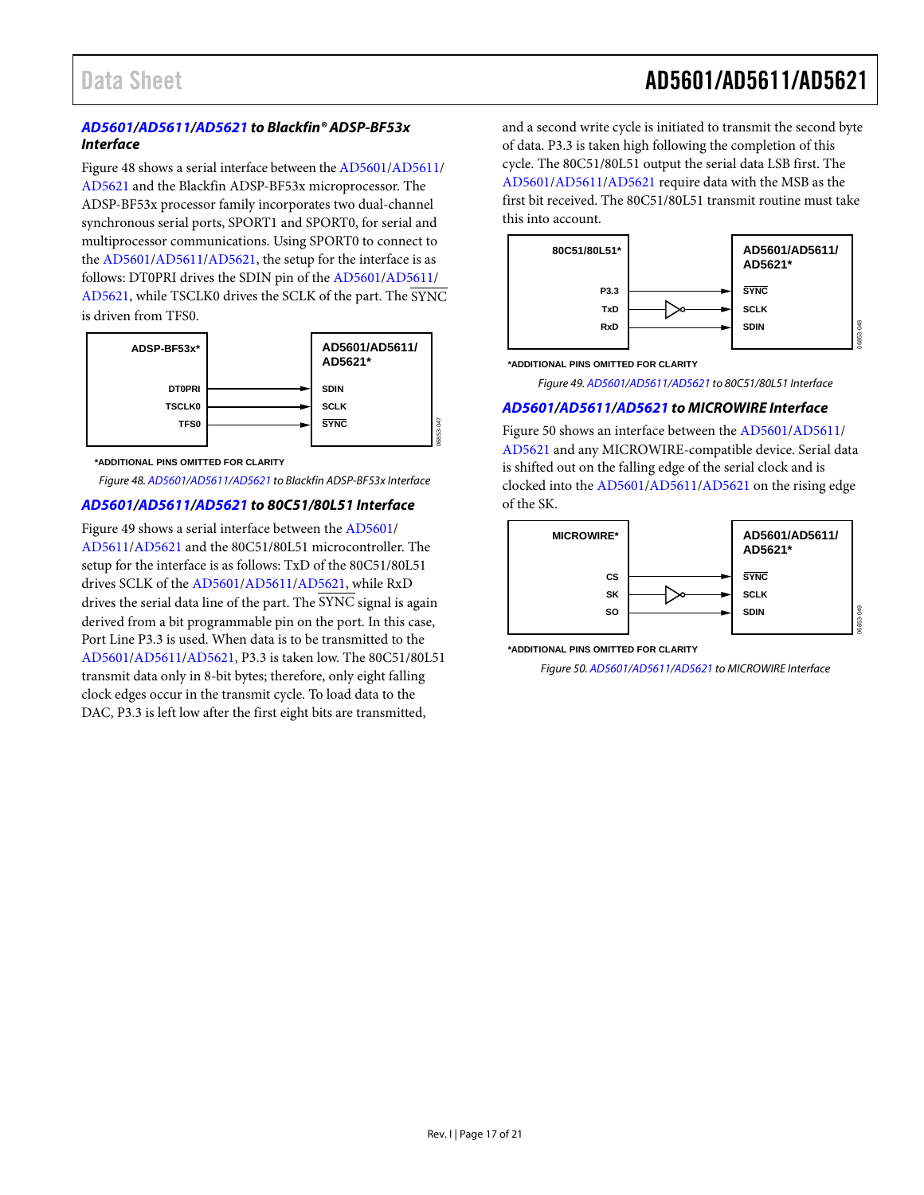### AD5601/AD5611/AD5621 to Blackfin® ADSP-BF53x Interface

Figure 48 shows a serial interface between the AD5601/AD5611/AD5621 and the Blackfin ADSP-BF53x microprocessor. The ADSP-BF53x processor family incorporates two dual-channel synchronous serial ports, SPORT1 and SPORT0, for serial and multiprocessor communications. Using SPORT0 to connect to the AD5601/AD5611/AD5621, the setup for the interface is as follows: DT0PRI drives the SDIN pin of the AD5601/AD5611/AD5621, while TSCLK0 drives the SCLK of the part. The $\overline{SYNC}$ is driven from TFS0.

*ADDITIONAL PINS OMITTED FOR CLARITY

*Figure 48. AD5601/AD5611/AD5621 to Blackfin ADSP-BF53x Interface*

### AD5601/AD5611/AD5621 to 80C51/80L51 Interface

Figure 49 shows a serial interface between the AD5601/AD5611/AD5621 and the 80C51/80L51 microcontroller. The setup for the interface is as follows: TxD of the 80C51/80L51 drives SCLK of the AD5601/AD5611/AD5621, while RxD drives the serial data line of the part. The $\overline{SYNC}$ signal is again derived from a bit programmable pin on the port. In this case, Port Line P3.3 is used. When data is to be transmitted to the AD5601/AD5611/AD5621, P3.3 is taken low. The 80C51/80L51 transmit data only in 8-bit bytes; therefore, only eight falling clock edges occur in the transmit cycle. To load data to the DAC, P3.3 is left low after the first eight bits are transmitted, and a second write cycle is initiated to transmit the second byte of data. P3.3 is taken high following the completion of this cycle. The 80C51/80L51 output the serial data LSB first. The AD5601/AD5611/AD5621 require data with the MSB as the first bit received. The 80C51/80L51 transmit routine must take this into account.

*ADDITIONAL PINS OMITTED FOR CLARITY

*Figure 49. AD5601/AD5611/AD5621 to 80C51/80L51 Interface*

### AD5601/AD5611/AD5621 to MICROWIRE Interface

Figure 50 shows an interface between the AD5601/AD5611/AD5621 and any MICROWIRE-compatible device. Serial data is shifted out on the falling edge of the serial clock and is clocked into the AD5601/AD5611/AD5621 on the rising edge of the SK.

*ADDITIONAL PINS OMITTED FOR CLARITY

*Figure 50. AD5601/AD5611/AD5621 to MICROWIRE Interface*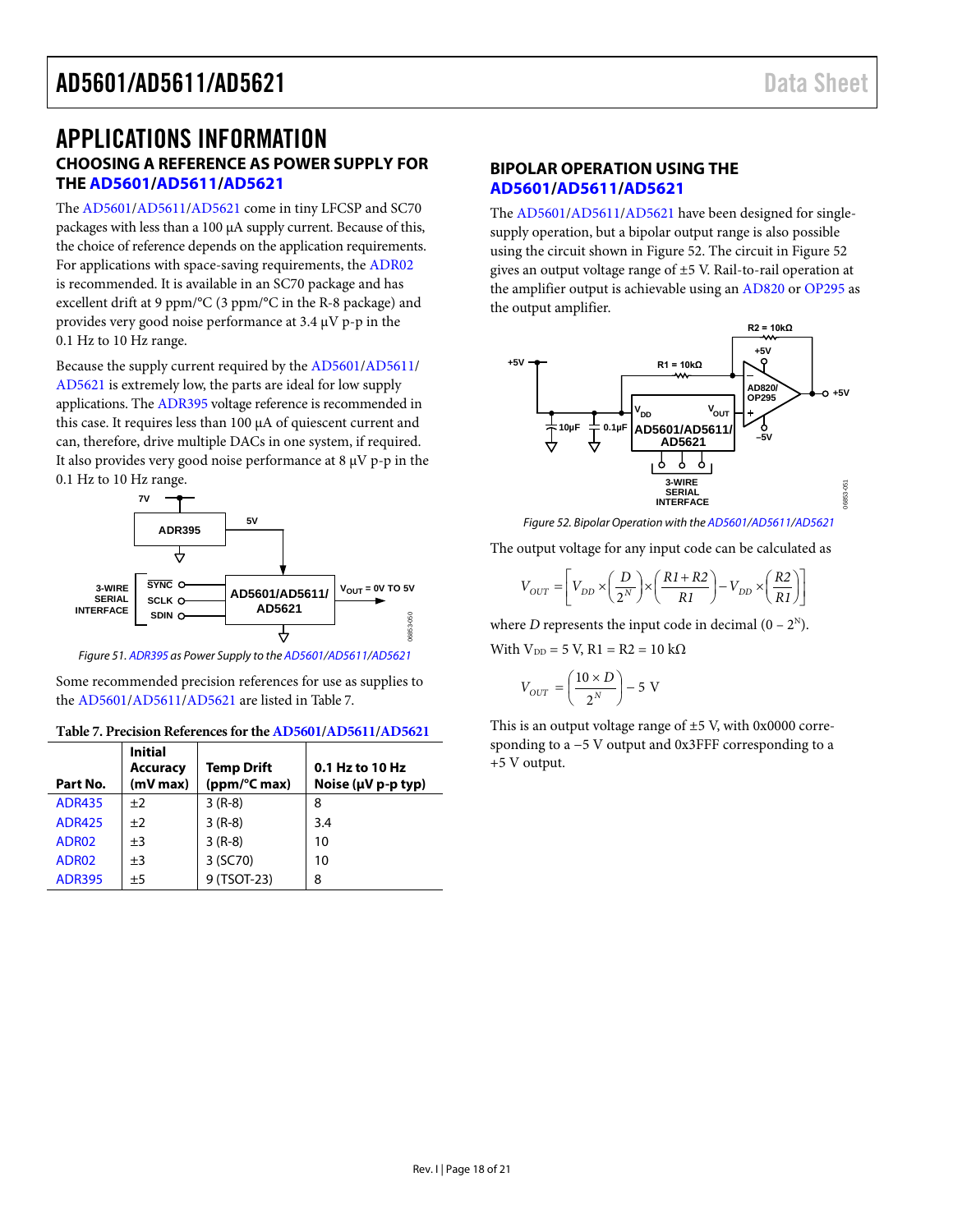# APPLICATIONS INFORMATION

## CHOOSING A REFERENCE AS POWER SUPPLY FOR THE AD5601/AD5611/AD5621

The AD5601/AD5611/AD5621 come in tiny LFCSP and SC70 packages with less than a 100 µA supply current. Because of this, the choice of reference depends on the application requirements. For applications with space-saving requirements, the ADR02 is recommended. It is available in an SC70 package and has excellent drift at 9 ppm/°C (3 ppm/°C in the R-8 package) and provides very good noise performance at 3.4 µV p-p in the 0.1 Hz to 10 Hz range.

Because the supply current required by the AD5601/AD5611/AD5621 is extremely low, the parts are ideal for low supply applications. The ADR395 voltage reference is recommended in this case. It requires less than 100 µA of quiescent current and can, therefore, drive multiple DACs in one system, if required. It also provides very good noise performance at 8 µV p-p in the 0.1 Hz to 10 Hz range.

*Figure 51. ADR395 as Power Supply to the AD5601/AD5611/AD5621*

Some recommended precision references for use as supplies to the AD5601/AD5611/AD5621 are listed in Table 7.

**Table 7. Precision References for the AD5601/AD5611/AD5621**

| Part No. | Initial Accuracy (mV max) | Temp Drift (ppm/°C max) | 0.1 Hz to 10 Hz Noise (µV p-p typ) |
|---|---|---|---|
| ADR435 | ±2 | 3 (R-8) | 8 |
| ADR425 | ±2 | 3 (R-8) | 3.4 |
| ADR02 | ±3 | 3 (R-8) | 10 |
| ADR02 | ±3 | 3 (SC70) | 10 |
| ADR395 | ±5 | 9 (TSOT-23) | 8 |

## BIPOLAR OPERATION USING THE AD5601/AD5611/AD5621

The AD5601/AD5611/AD5621 have been designed for single-supply operation, but a bipolar output range is also possible using the circuit shown in Figure 52. The circuit in Figure 52 gives an output voltage range of ±5 V. Rail-to-rail operation at the amplifier output is achievable using an AD820 or OP295 as the output amplifier.

*Figure 52. Bipolar Operation with the AD5601/AD5611/AD5621*

The output voltage for any input code can be calculated as

$$V_{OUT} = \left[ V_{DD} \times \left( \frac{D}{2^N} \right) \times \left( \frac{R1 + R2}{R1} \right) - V_{DD} \times \left( \frac{R2}{R1} \right) \right]$$

where $D$ represents the input code in decimal ($0 - 2^N$).

With $V_{DD}$ = 5 V, R1 = R2 = 10 kΩ

$$V_{OUT} = \left( \frac{10 \times D}{2^N} \right) - 5 \text{ V}$$

This is an output voltage range of ±5 V, with 0x0000 corresponding to a −5 V output and 0x3FFF corresponding to a +5 V output.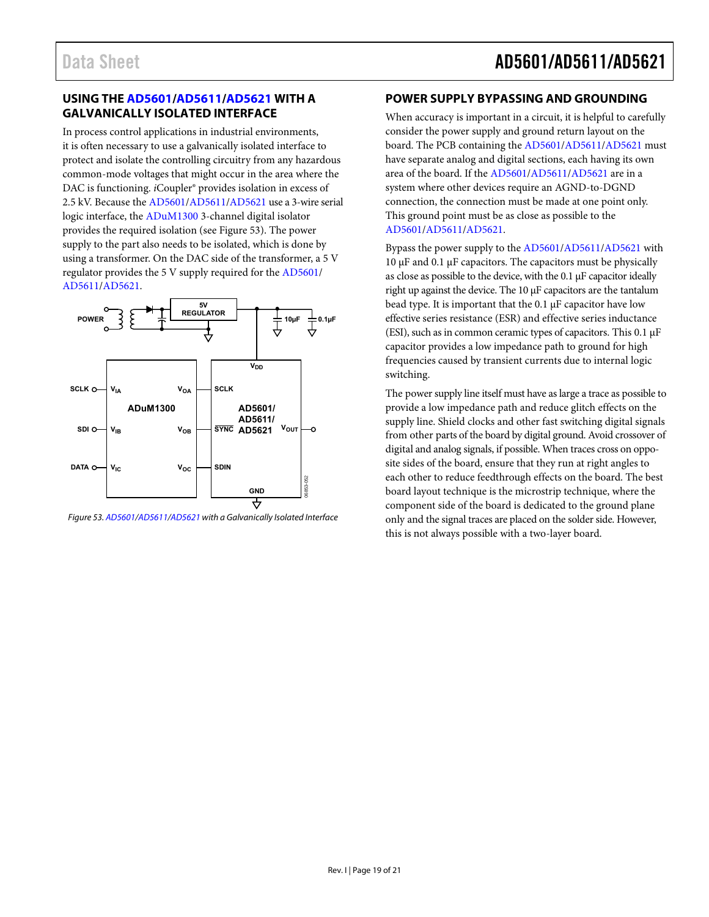## USING THE AD5601/AD5611/AD5621 WITH A GALVANICALLY ISOLATED INTERFACE

In process control applications in industrial environments, it is often necessary to use a galvanically isolated interface to protect and isolate the controlling circuitry from any hazardous common-mode voltages that might occur in the area where the DAC is functioning. *i*Coupler® provides isolation in excess of 2.5 kV. Because the AD5601/AD5611/AD5621 use a 3-wire serial logic interface, the ADuM1300 3-channel digital isolator provides the required isolation (see Figure 53). The power supply to the part also needs to be isolated, which is done by using a transformer. On the DAC side of the transformer, a 5 V regulator provides the 5 V supply required for the AD5601/AD5611/AD5621.

*Figure 53. AD5601/AD5611/AD5621 with a Galvanically Isolated Interface*

## POWER SUPPLY BYPASSING AND GROUNDING

When accuracy is important in a circuit, it is helpful to carefully consider the power supply and ground return layout on the board. The PCB containing the AD5601/AD5611/AD5621 must have separate analog and digital sections, each having its own area of the board. If the AD5601/AD5611/AD5621 are in a system where other devices require an AGND-to-DGND connection, the connection must be made at one point only. This ground point must be as close as possible to the AD5601/AD5611/AD5621.

Bypass the power supply to the AD5601/AD5611/AD5621 with 10 µF and 0.1 µF capacitors. The capacitors must be physically as close as possible to the device, with the 0.1 µF capacitor ideally right up against the device. The 10 µF capacitors are the tantalum bead type. It is important that the 0.1 µF capacitor have low effective series resistance (ESR) and effective series inductance (ESI), such as in common ceramic types of capacitors. This 0.1 µF capacitor provides a low impedance path to ground for high frequencies caused by transient currents due to internal logic switching.

The power supply line itself must have as large a trace as possible to provide a low impedance path and reduce glitch effects on the supply line. Shield clocks and other fast switching digital signals from other parts of the board by digital ground. Avoid crossover of digital and analog signals, if possible. When traces cross on opposite sides of the board, ensure that they run at right angles to each other to reduce feedthrough effects on the board. The best board layout technique is the microstrip technique, where the component side of the board is dedicated to the ground plane only and the signal traces are placed on the solder side. However, this is not always possible with a two-layer board.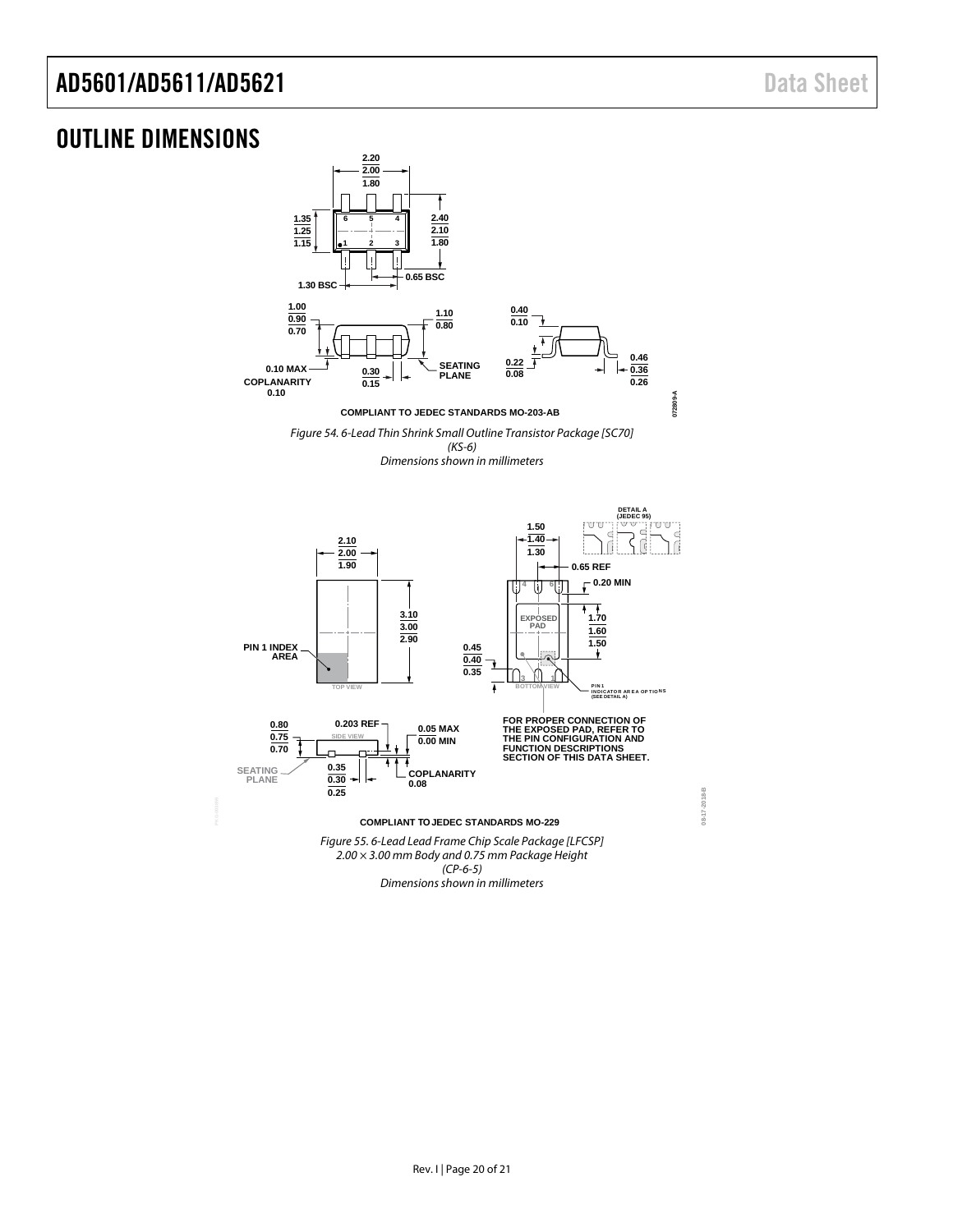## OUTLINE DIMENSIONS

COMPLIANT TO JEDEC STANDARDS MO-203-AB

*Figure 54. 6-Lead Thin Shrink Small Outline Transistor Package [SC70]*
*(KS-6)*
*Dimensions shown in millimeters*

FOR PROPER CONNECTION OF THE EXPOSED PAD, REFER TO THE PIN CONFIGURATION AND FUNCTION DESCRIPTIONS SECTION OF THIS DATA SHEET.

COMPLIANT TO JEDEC STANDARDS MO-229

*Figure 55. 6-Lead Lead Frame Chip Scale Package [LFCSP]*
*2.00 × 3.00 mm Body and 0.75 mm Package Height*
*(CP-6-5)*
*Dimensions shown in millimeters*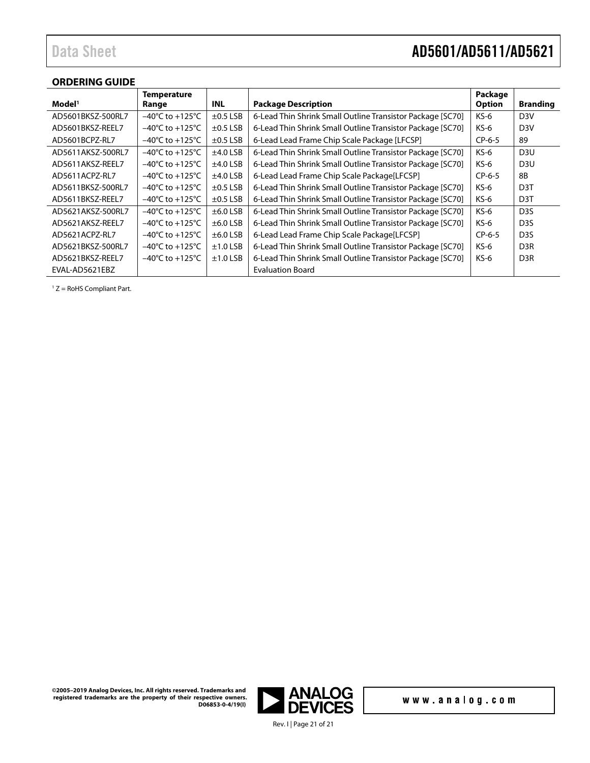## ORDERING GUIDE

| Model[1] | Temperature Range | INL | Package Description | Package Option | Branding |
|---|---|---|---|---|---|
| AD5601BKSZ-500RL7 | −40°C to +125°C | ±0.5 LSB | 6-Lead Thin Shrink Small Outline Transistor Package [SC70] | KS-6 | D3V |
| AD5601BKSZ-REEL7 | −40°C to +125°C | ±0.5 LSB | 6-Lead Thin Shrink Small Outline Transistor Package [SC70] | KS-6 | D3V |
| AD5601BCPZ-RL7 | −40°C to +125°C | ±0.5 LSB | 6-Lead Lead Frame Chip Scale Package [LFCSP] | CP-6-5 | 89 |
| AD5611AKSZ-500RL7 | −40°C to +125°C | ±4.0 LSB | 6-Lead Thin Shrink Small Outline Transistor Package [SC70] | KS-6 | D3U |
| AD5611AKSZ-REEL7 | −40°C to +125°C | ±4.0 LSB | 6-Lead Thin Shrink Small Outline Transistor Package [SC70] | KS-6 | D3U |
| AD5611ACPZ-RL7 | −40°C to +125°C | ±4.0 LSB | 6-Lead Lead Frame Chip Scale Package[LFCSP] | CP-6-5 | 8B |
| AD5611BKSZ-500RL7 | −40°C to +125°C | ±0.5 LSB | 6-Lead Thin Shrink Small Outline Transistor Package [SC70] | KS-6 | D3T |
| AD5611BKSZ-REEL7 | −40°C to +125°C | ±0.5 LSB | 6-Lead Thin Shrink Small Outline Transistor Package [SC70] | KS-6 | D3T |
| AD5621AKSZ-500RL7 | −40°C to +125°C | ±6.0 LSB | 6-Lead Thin Shrink Small Outline Transistor Package [SC70] | KS-6 | D3S |
| AD5621AKSZ-REEL7 | −40°C to +125°C | ±6.0 LSB | 6-Lead Thin Shrink Small Outline Transistor Package [SC70] | KS-6 | D3S |
| AD5621ACPZ-RL7 | −40°C to +125°C | ±6.0 LSB | 6-Lead Lead Frame Chip Scale Package[LFCSP] | CP-6-5 | D3S |
| AD5621BKSZ-500RL7 | −40°C to +125°C | ±1.0 LSB | 6-Lead Thin Shrink Small Outline Transistor Package [SC70] | KS-6 | D3R |
| AD5621BKSZ-REEL7 | −40°C to +125°C | ±1.0 LSB | 6-Lead Thin Shrink Small Outline Transistor Package [SC70] | KS-6 | D3R |
| EVAL-AD5621EBZ | | | Evaluation Board | | |

[1] Z = RoHS Compliant Part.

©2005–2019 Analog Devices, Inc. All rights reserved. Trademarks and registered trademarks are the property of their respective owners. D06853-0-4/19(I)